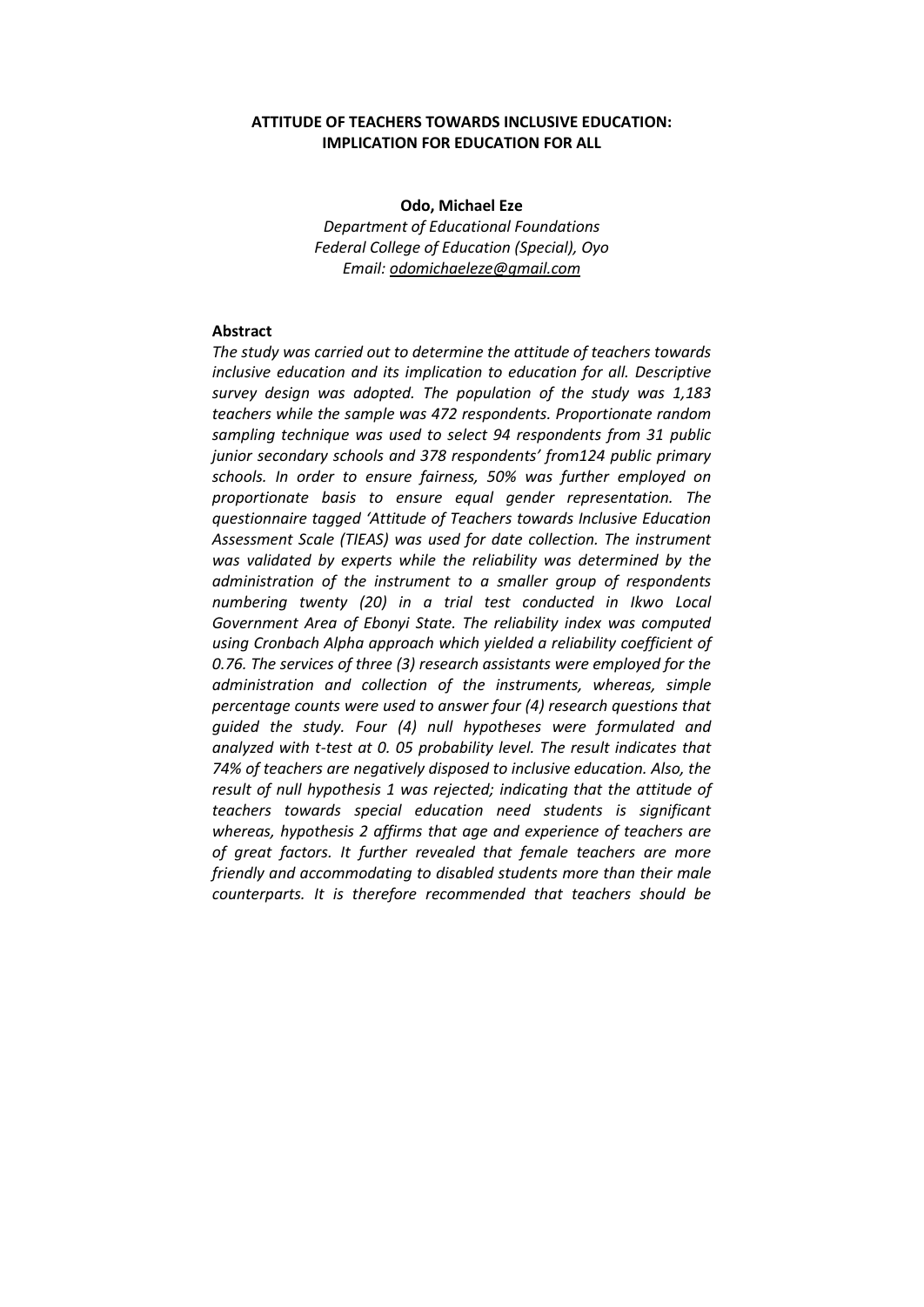# ATTITUDE OF TEACHERS TOWARDS INCLUSIVE EDUCATION: IMPLICATION FOR EDUCATION FOR ALL

**Odo, Michael Eze**

*Department of Educational Foundations*
*Federal College of Education (Special), Oyo*
*Email: odomichaeleze@gmail.com*

## Abstract

*The study was carried out to determine the attitude of teachers towards inclusive education and its implication to education for all. Descriptive survey design was adopted. The population of the study was 1,183 teachers while the sample was 472 respondents. Proportionate random sampling technique was used to select 94 respondents from 31 public junior secondary schools and 378 respondents' from124 public primary schools. In order to ensure fairness, 50% was further employed on proportionate basis to ensure equal gender representation. The questionnaire tagged 'Attitude of Teachers towards Inclusive Education Assessment Scale (TIEAS) was used for date collection. The instrument was validated by experts while the reliability was determined by the administration of the instrument to a smaller group of respondents numbering twenty (20) in a trial test conducted in Ikwo Local Government Area of Ebonyi State. The reliability index was computed using Cronbach Alpha approach which yielded a reliability coefficient of 0.76. The services of three (3) research assistants were employed for the administration and collection of the instruments, whereas, simple percentage counts were used to answer four (4) research questions that guided the study. Four (4) null hypotheses were formulated and analyzed with t-test at 0. 05 probability level. The result indicates that 74% of teachers are negatively disposed to inclusive education. Also, the result of null hypothesis 1 was rejected; indicating that the attitude of teachers towards special education need students is significant whereas, hypothesis 2 affirms that age and experience of teachers are of great factors. It further revealed that female teachers are more friendly and accommodating to disabled students more than their male counterparts. It is therefore recommended that teachers should be*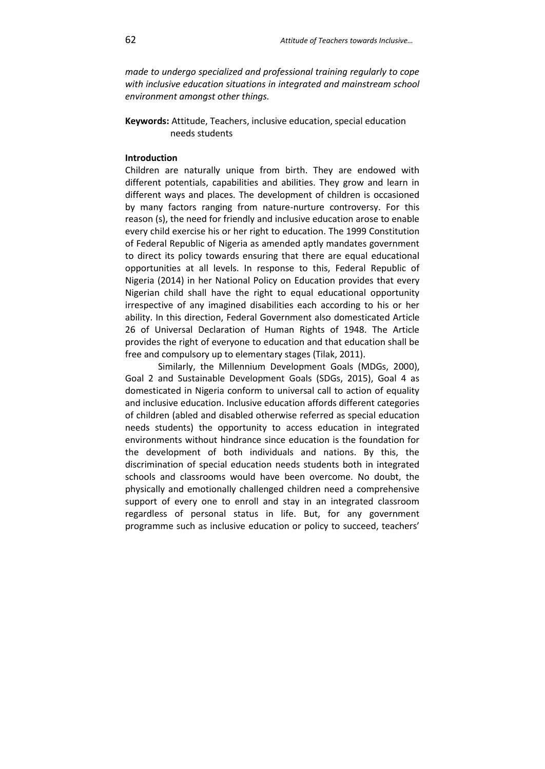*made to undergo specialized and professional training regularly to cope with inclusive education situations in integrated and mainstream school environment amongst other things.*

**Keywords:** Attitude, Teachers, inclusive education, special education needs students

**Introduction**

Children are naturally unique from birth. They are endowed with different potentials, capabilities and abilities. They grow and learn in different ways and places. The development of children is occasioned by many factors ranging from nature-nurture controversy. For this reason (s), the need for friendly and inclusive education arose to enable every child exercise his or her right to education. The 1999 Constitution of Federal Republic of Nigeria as amended aptly mandates government to direct its policy towards ensuring that there are equal educational opportunities at all levels. In response to this, Federal Republic of Nigeria (2014) in her National Policy on Education provides that every Nigerian child shall have the right to equal educational opportunity irrespective of any imagined disabilities each according to his or her ability. In this direction, Federal Government also domesticated Article 26 of Universal Declaration of Human Rights of 1948. The Article provides the right of everyone to education and that education shall be free and compulsory up to elementary stages (Tilak, 2011).

Similarly, the Millennium Development Goals (MDGs, 2000), Goal 2 and Sustainable Development Goals (SDGs, 2015), Goal 4 as domesticated in Nigeria conform to universal call to action of equality and inclusive education. Inclusive education affords different categories of children (abled and disabled otherwise referred as special education needs students) the opportunity to access education in integrated environments without hindrance since education is the foundation for the development of both individuals and nations. By this, the discrimination of special education needs students both in integrated schools and classrooms would have been overcome. No doubt, the physically and emotionally challenged children need a comprehensive support of every one to enroll and stay in an integrated classroom regardless of personal status in life. But, for any government programme such as inclusive education or policy to succeed, teachers'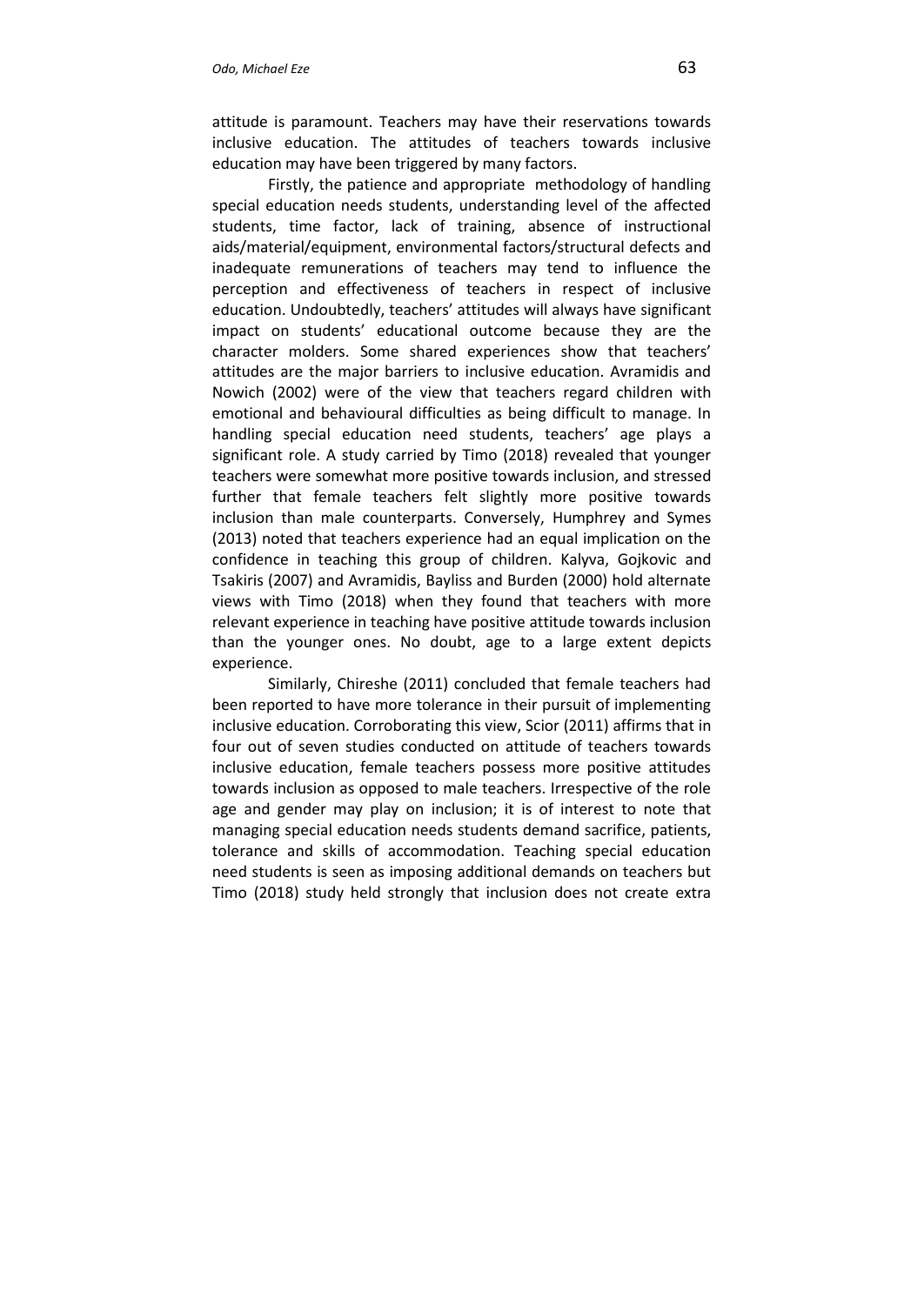attitude is paramount. Teachers may have their reservations towards inclusive education. The attitudes of teachers towards inclusive education may have been triggered by many factors.

Firstly, the patience and appropriate methodology of handling special education needs students, understanding level of the affected students, time factor, lack of training, absence of instructional aids/material/equipment, environmental factors/structural defects and inadequate remunerations of teachers may tend to influence the perception and effectiveness of teachers in respect of inclusive education. Undoubtedly, teachers' attitudes will always have significant impact on students' educational outcome because they are the character molders. Some shared experiences show that teachers' attitudes are the major barriers to inclusive education. Avramidis and Nowich (2002) were of the view that teachers regard children with emotional and behavioural difficulties as being difficult to manage. In handling special education need students, teachers' age plays a significant role. A study carried by Timo (2018) revealed that younger teachers were somewhat more positive towards inclusion, and stressed further that female teachers felt slightly more positive towards inclusion than male counterparts. Conversely, Humphrey and Symes (2013) noted that teachers experience had an equal implication on the confidence in teaching this group of children. Kalyva, Gojkovic and Tsakiris (2007) and Avramidis, Bayliss and Burden (2000) hold alternate views with Timo (2018) when they found that teachers with more relevant experience in teaching have positive attitude towards inclusion than the younger ones. No doubt, age to a large extent depicts experience.

Similarly, Chireshe (2011) concluded that female teachers had been reported to have more tolerance in their pursuit of implementing inclusive education. Corroborating this view, Scior (2011) affirms that in four out of seven studies conducted on attitude of teachers towards inclusive education, female teachers possess more positive attitudes towards inclusion as opposed to male teachers. Irrespective of the role age and gender may play on inclusion; it is of interest to note that managing special education needs students demand sacrifice, patients, tolerance and skills of accommodation. Teaching special education need students is seen as imposing additional demands on teachers but Timo (2018) study held strongly that inclusion does not create extra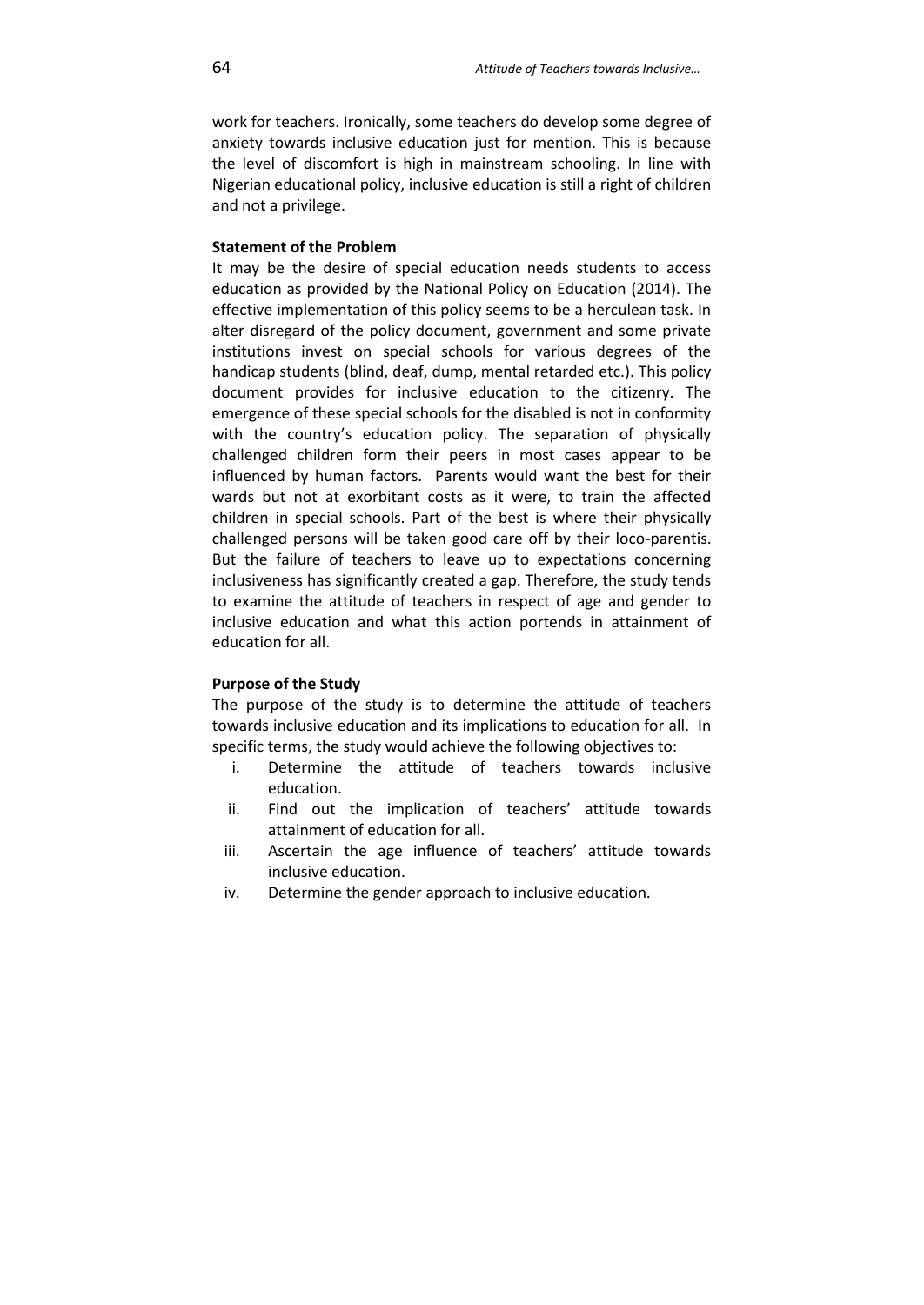work for teachers. Ironically, some teachers do develop some degree of anxiety towards inclusive education just for mention. This is because the level of discomfort is high in mainstream schooling. In line with Nigerian educational policy, inclusive education is still a right of children and not a privilege.

**Statement of the Problem**

It may be the desire of special education needs students to access education as provided by the National Policy on Education (2014). The effective implementation of this policy seems to be a herculean task. In alter disregard of the policy document, government and some private institutions invest on special schools for various degrees of the handicap students (blind, deaf, dump, mental retarded etc.). This policy document provides for inclusive education to the citizenry. The emergence of these special schools for the disabled is not in conformity with the country's education policy. The separation of physically challenged children form their peers in most cases appear to be influenced by human factors. Parents would want the best for their wards but not at exorbitant costs as it were, to train the affected children in special schools. Part of the best is where their physically challenged persons will be taken good care off by their loco-parentis. But the failure of teachers to leave up to expectations concerning inclusiveness has significantly created a gap. Therefore, the study tends to examine the attitude of teachers in respect of age and gender to inclusive education and what this action portends in attainment of education for all.

**Purpose of the Study**

The purpose of the study is to determine the attitude of teachers towards inclusive education and its implications to education for all. In specific terms, the study would achieve the following objectives to:

i. Determine the attitude of teachers towards inclusive education.
ii. Find out the implication of teachers' attitude towards attainment of education for all.
iii. Ascertain the age influence of teachers' attitude towards inclusive education.
iv. Determine the gender approach to inclusive education.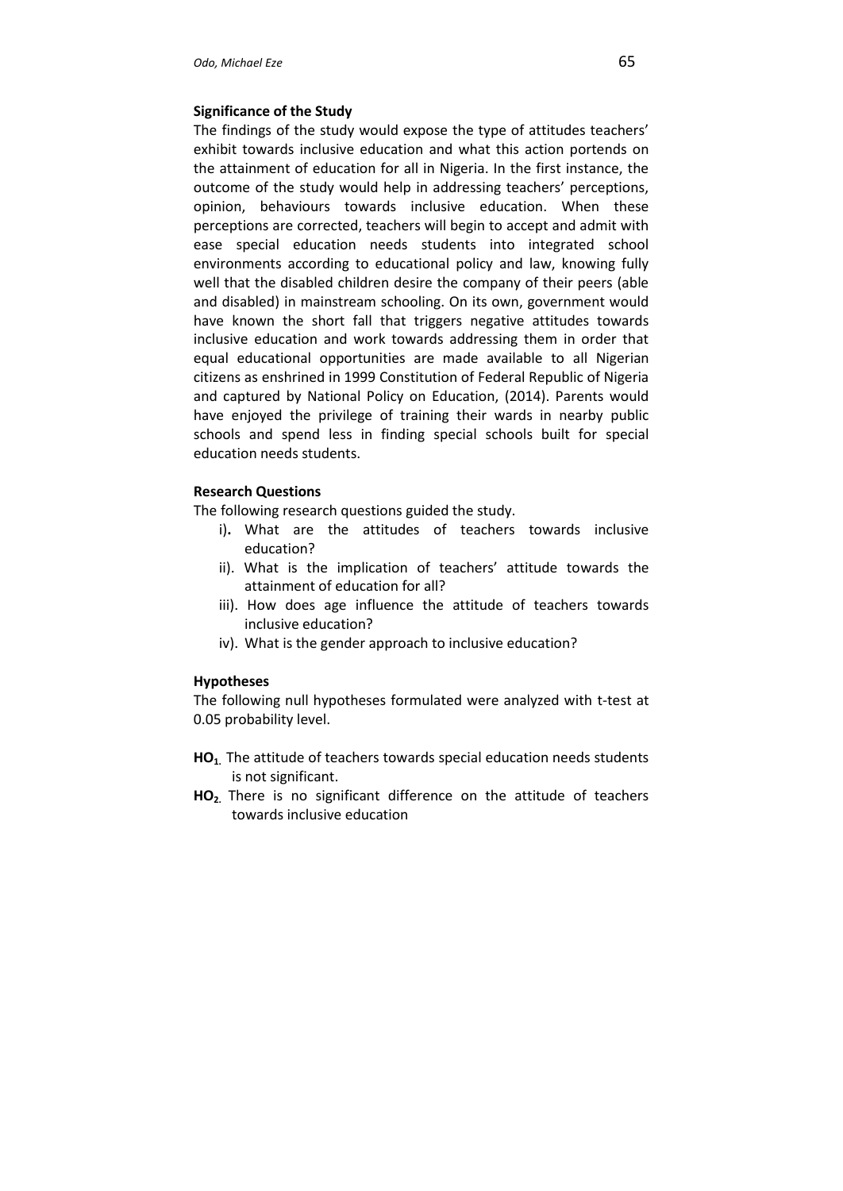**Significance of the Study**

The findings of the study would expose the type of attitudes teachers' exhibit towards inclusive education and what this action portends on the attainment of education for all in Nigeria. In the first instance, the outcome of the study would help in addressing teachers' perceptions, opinion, behaviours towards inclusive education. When these perceptions are corrected, teachers will begin to accept and admit with ease special education needs students into integrated school environments according to educational policy and law, knowing fully well that the disabled children desire the company of their peers (able and disabled) in mainstream schooling. On its own, government would have known the short fall that triggers negative attitudes towards inclusive education and work towards addressing them in order that equal educational opportunities are made available to all Nigerian citizens as enshrined in 1999 Constitution of Federal Republic of Nigeria and captured by National Policy on Education, (2014). Parents would have enjoyed the privilege of training their wards in nearby public schools and spend less in finding special schools built for special education needs students.

**Research Questions**

The following research questions guided the study.

i). What are the attitudes of teachers towards inclusive education?

ii). What is the implication of teachers' attitude towards the attainment of education for all?

iii). How does age influence the attitude of teachers towards inclusive education?

iv). What is the gender approach to inclusive education?

**Hypotheses**

The following null hypotheses formulated were analyzed with t-test at 0.05 probability level.

**$HO_1$.** The attitude of teachers towards special education needs students is not significant.

**$HO_2$.** There is no significant difference on the attitude of teachers towards inclusive education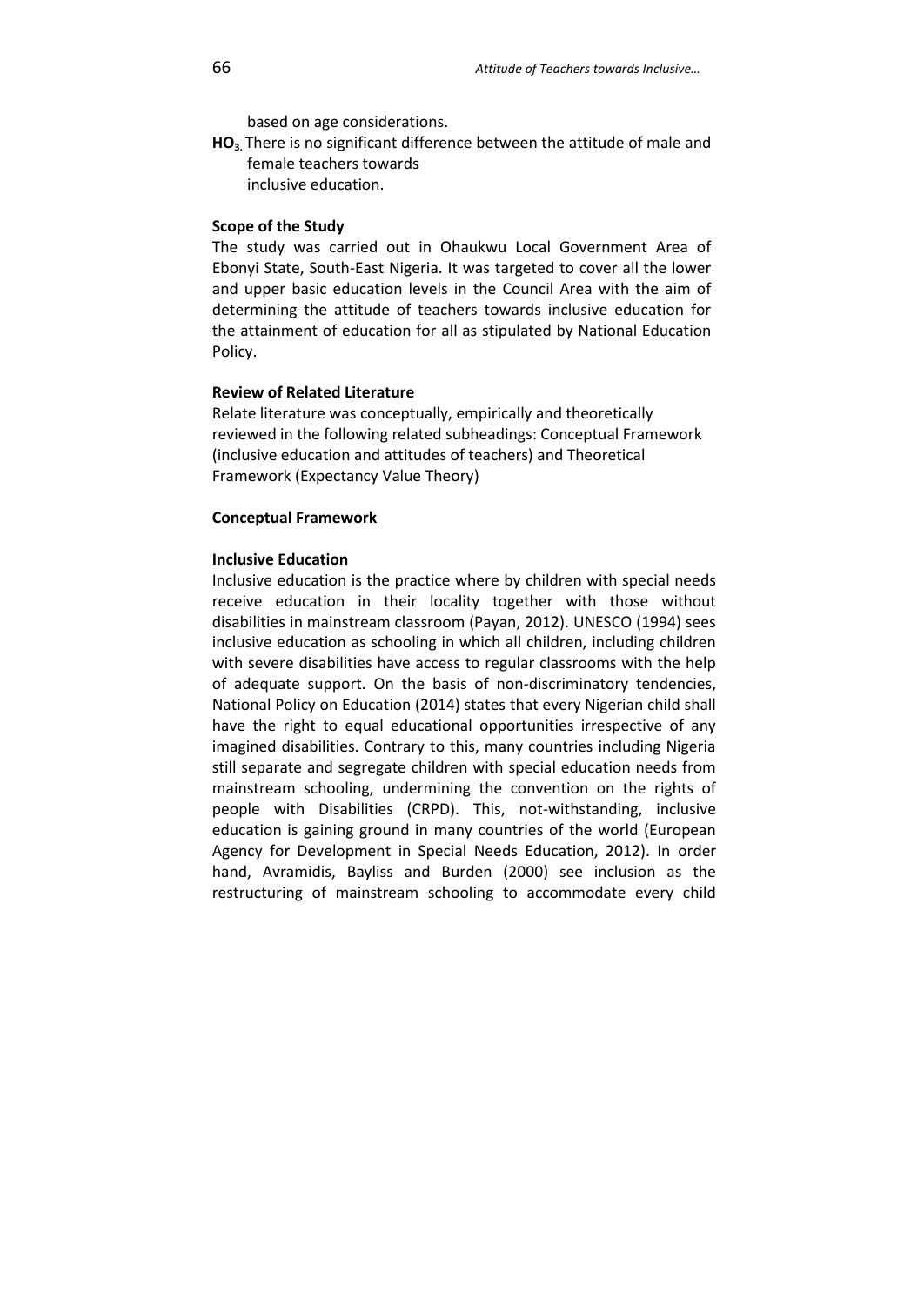based on age considerations.

**HO$_3$.** There is no significant difference between the attitude of male and female teachers towards inclusive education.

**Scope of the Study**

The study was carried out in Ohaukwu Local Government Area of Ebonyi State, South-East Nigeria. It was targeted to cover all the lower and upper basic education levels in the Council Area with the aim of determining the attitude of teachers towards inclusive education for the attainment of education for all as stipulated by National Education Policy.

**Review of Related Literature**

Relate literature was conceptually, empirically and theoretically reviewed in the following related subheadings: Conceptual Framework (inclusive education and attitudes of teachers) and Theoretical Framework (Expectancy Value Theory)

**Conceptual Framework**

**Inclusive Education**

Inclusive education is the practice where by children with special needs receive education in their locality together with those without disabilities in mainstream classroom (Payan, 2012). UNESCO (1994) sees inclusive education as schooling in which all children, including children with severe disabilities have access to regular classrooms with the help of adequate support. On the basis of non-discriminatory tendencies, National Policy on Education (2014) states that every Nigerian child shall have the right to equal educational opportunities irrespective of any imagined disabilities. Contrary to this, many countries including Nigeria still separate and segregate children with special education needs from mainstream schooling, undermining the convention on the rights of people with Disabilities (CRPD). This, not-withstanding, inclusive education is gaining ground in many countries of the world (European Agency for Development in Special Needs Education, 2012). In order hand, Avramidis, Bayliss and Burden (2000) see inclusion as the restructuring of mainstream schooling to accommodate every child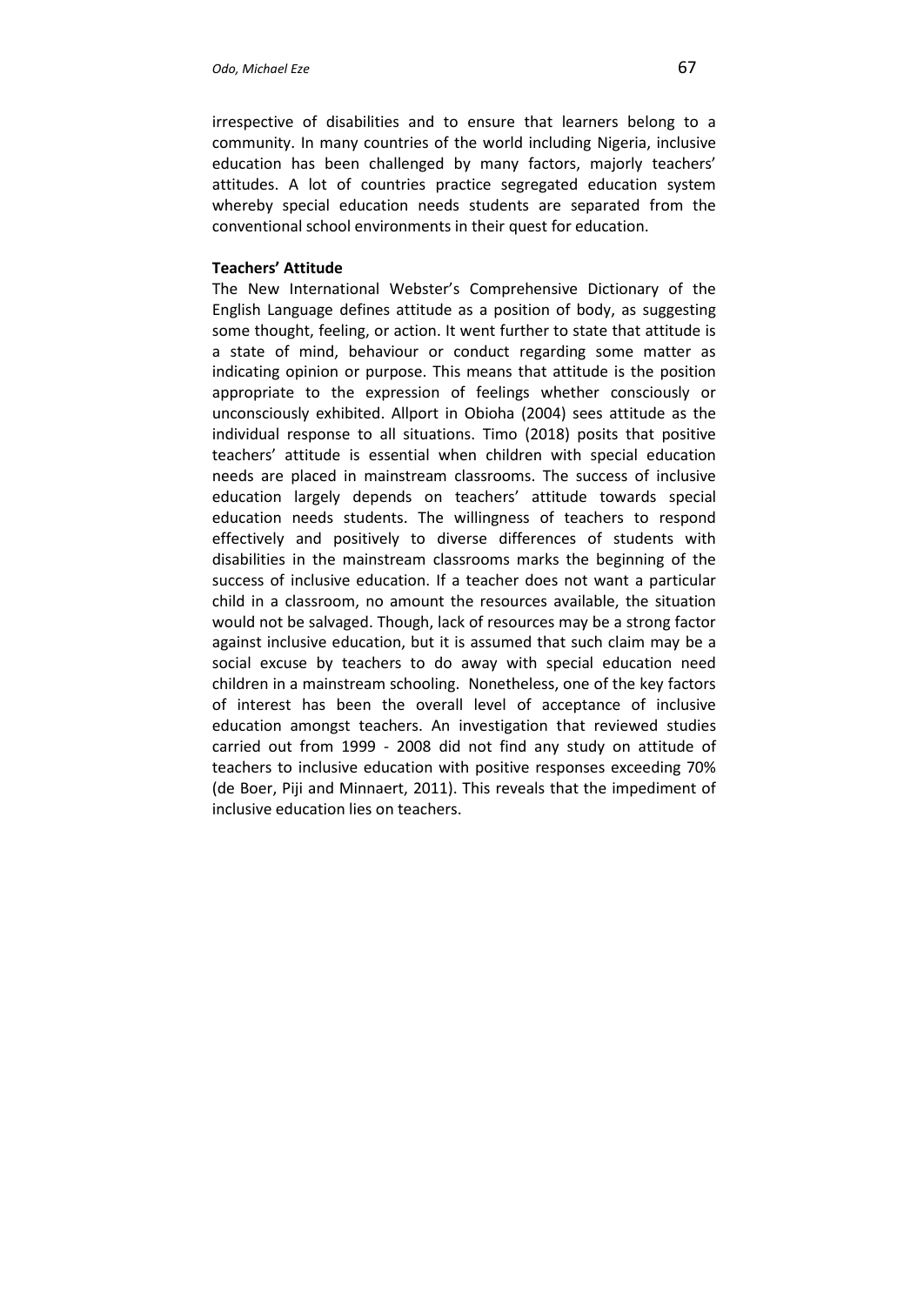irrespective of disabilities and to ensure that learners belong to a community. In many countries of the world including Nigeria, inclusive education has been challenged by many factors, majorly teachers' attitudes. A lot of countries practice segregated education system whereby special education needs students are separated from the conventional school environments in their quest for education.

**Teachers' Attitude**

The New International Webster's Comprehensive Dictionary of the English Language defines attitude as a position of body, as suggesting some thought, feeling, or action. It went further to state that attitude is a state of mind, behaviour or conduct regarding some matter as indicating opinion or purpose. This means that attitude is the position appropriate to the expression of feelings whether consciously or unconsciously exhibited. Allport in Obioha (2004) sees attitude as the individual response to all situations. Timo (2018) posits that positive teachers' attitude is essential when children with special education needs are placed in mainstream classrooms. The success of inclusive education largely depends on teachers' attitude towards special education needs students. The willingness of teachers to respond effectively and positively to diverse differences of students with disabilities in the mainstream classrooms marks the beginning of the success of inclusive education. If a teacher does not want a particular child in a classroom, no amount the resources available, the situation would not be salvaged. Though, lack of resources may be a strong factor against inclusive education, but it is assumed that such claim may be a social excuse by teachers to do away with special education need children in a mainstream schooling. Nonetheless, one of the key factors of interest has been the overall level of acceptance of inclusive education amongst teachers. An investigation that reviewed studies carried out from 1999 - 2008 did not find any study on attitude of teachers to inclusive education with positive responses exceeding 70% (de Boer, Piji and Minnaert, 2011). This reveals that the impediment of inclusive education lies on teachers.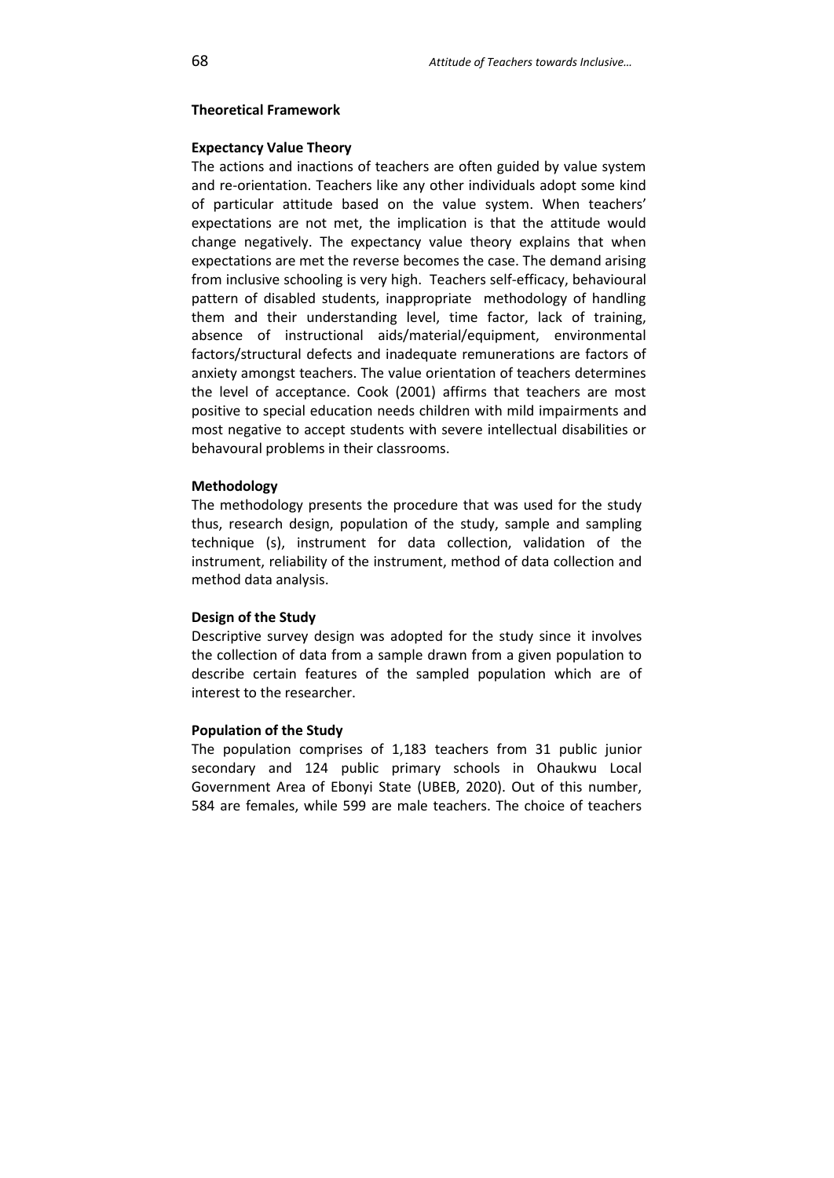## Theoretical Framework

### Expectancy Value Theory

The actions and inactions of teachers are often guided by value system and re-orientation. Teachers like any other individuals adopt some kind of particular attitude based on the value system. When teachers' expectations are not met, the implication is that the attitude would change negatively. The expectancy value theory explains that when expectations are met the reverse becomes the case. The demand arising from inclusive schooling is very high. Teachers self-efficacy, behavioural pattern of disabled students, inappropriate methodology of handling them and their understanding level, time factor, lack of training, absence of instructional aids/material/equipment, environmental factors/structural defects and inadequate remunerations are factors of anxiety amongst teachers. The value orientation of teachers determines the level of acceptance. Cook (2001) affirms that teachers are most positive to special education needs children with mild impairments and most negative to accept students with severe intellectual disabilities or behavioural problems in their classrooms.

## Methodology

The methodology presents the procedure that was used for the study thus, research design, population of the study, sample and sampling technique (s), instrument for data collection, validation of the instrument, reliability of the instrument, method of data collection and method data analysis.

### Design of the Study

Descriptive survey design was adopted for the study since it involves the collection of data from a sample drawn from a given population to describe certain features of the sampled population which are of interest to the researcher.

### Population of the Study

The population comprises of 1,183 teachers from 31 public junior secondary and 124 public primary schools in Ohaukwu Local Government Area of Ebonyi State (UBEB, 2020). Out of this number, 584 are females, while 599 are male teachers. The choice of teachers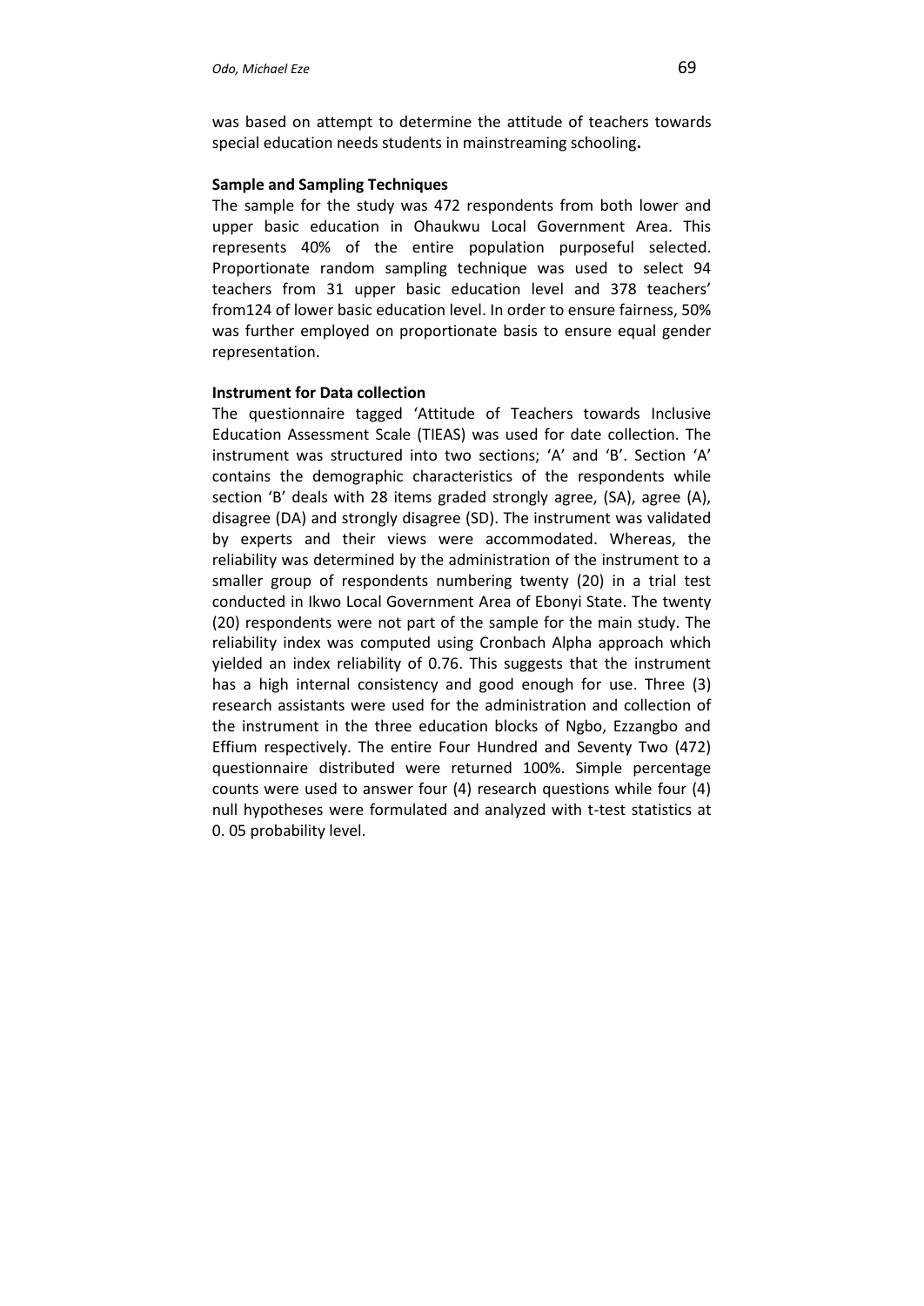was based on attempt to determine the attitude of teachers towards special education needs students in mainstreaming schooling**.**

**Sample and Sampling Techniques**

The sample for the study was 472 respondents from both lower and upper basic education in Ohaukwu Local Government Area. This represents 40% of the entire population purposeful selected. Proportionate random sampling technique was used to select 94 teachers from 31 upper basic education level and 378 teachers' from124 of lower basic education level. In order to ensure fairness, 50% was further employed on proportionate basis to ensure equal gender representation.

**Instrument for Data collection**

The questionnaire tagged 'Attitude of Teachers towards Inclusive Education Assessment Scale (TIEAS) was used for date collection. The instrument was structured into two sections; 'A' and 'B'. Section 'A' contains the demographic characteristics of the respondents while section 'B' deals with 28 items graded strongly agree, (SA), agree (A), disagree (DA) and strongly disagree (SD). The instrument was validated by experts and their views were accommodated. Whereas, the reliability was determined by the administration of the instrument to a smaller group of respondents numbering twenty (20) in a trial test conducted in Ikwo Local Government Area of Ebonyi State. The twenty (20) respondents were not part of the sample for the main study. The reliability index was computed using Cronbach Alpha approach which yielded an index reliability of 0.76. This suggests that the instrument has a high internal consistency and good enough for use. Three (3) research assistants were used for the administration and collection of the instrument in the three education blocks of Ngbo, Ezzangbo and Effium respectively. The entire Four Hundred and Seventy Two (472) questionnaire distributed were returned 100%. Simple percentage counts were used to answer four (4) research questions while four (4) null hypotheses were formulated and analyzed with t-test statistics at 0. 05 probability level.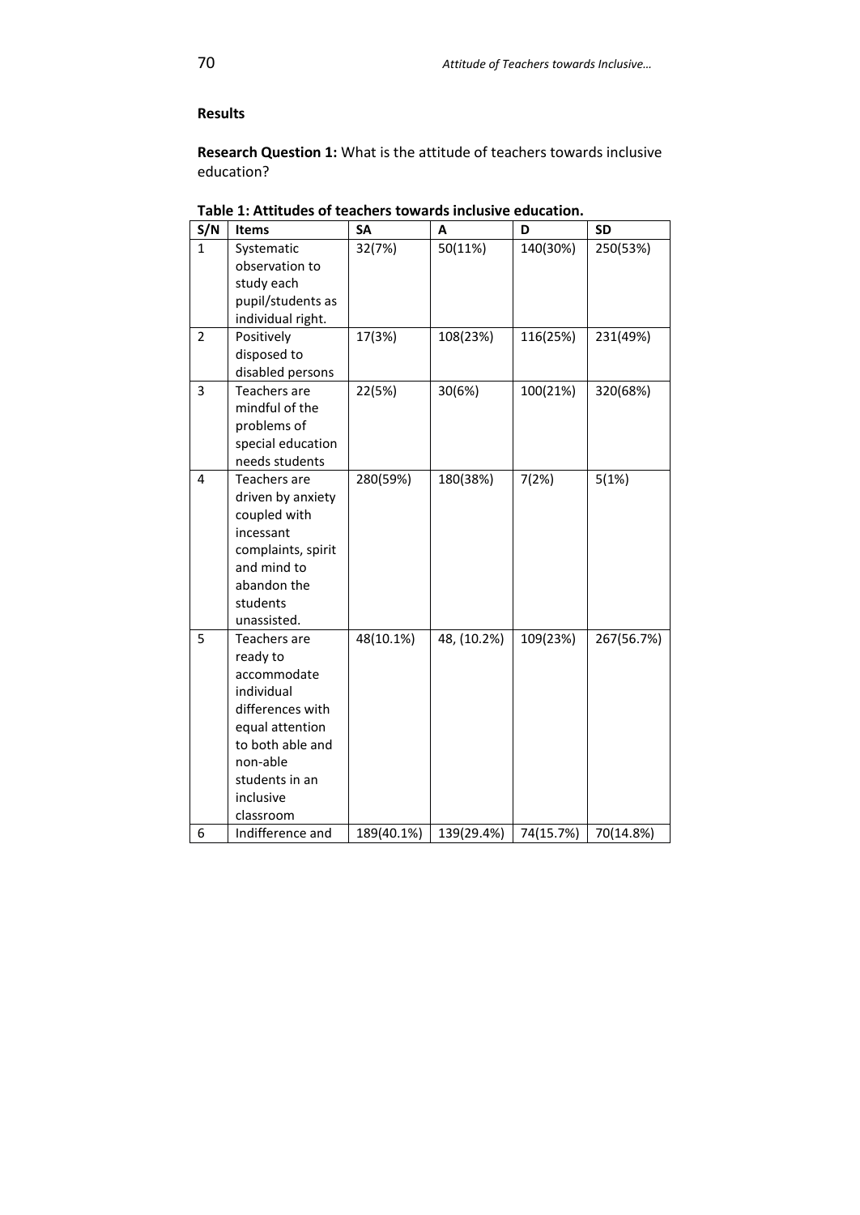## Results

**Research Question 1:** What is the attitude of teachers towards inclusive education?

**Table 1: Attitudes of teachers towards inclusive education.**

| S/N | Items | SA | A | D | SD |
|---|---|---|---|---|---|
| 1 | Systematic observation to study each pupil/students as individual right. | 32(7%) | 50(11%) | 140(30%) | 250(53%) |
| 2 | Positively disposed to disabled persons | 17(3%) | 108(23%) | 116(25%) | 231(49%) |
| 3 | Teachers are mindful of the problems of special education needs students | 22(5%) | 30(6%) | 100(21%) | 320(68%) |
| 4 | Teachers are driven by anxiety coupled with incessant complaints, spirit and mind to abandon the students unassisted. | 280(59%) | 180(38%) | 7(2%) | 5(1%) |
| 5 | Teachers are ready to accommodate individual differences with equal attention to both able and non-able students in an inclusive classroom | 48(10.1%) | 48, (10.2%) | 109(23%) | 267(56.7%) |
| 6 | Indifference and | 189(40.1%) | 139(29.4%) | 74(15.7%) | 70(14.8%) |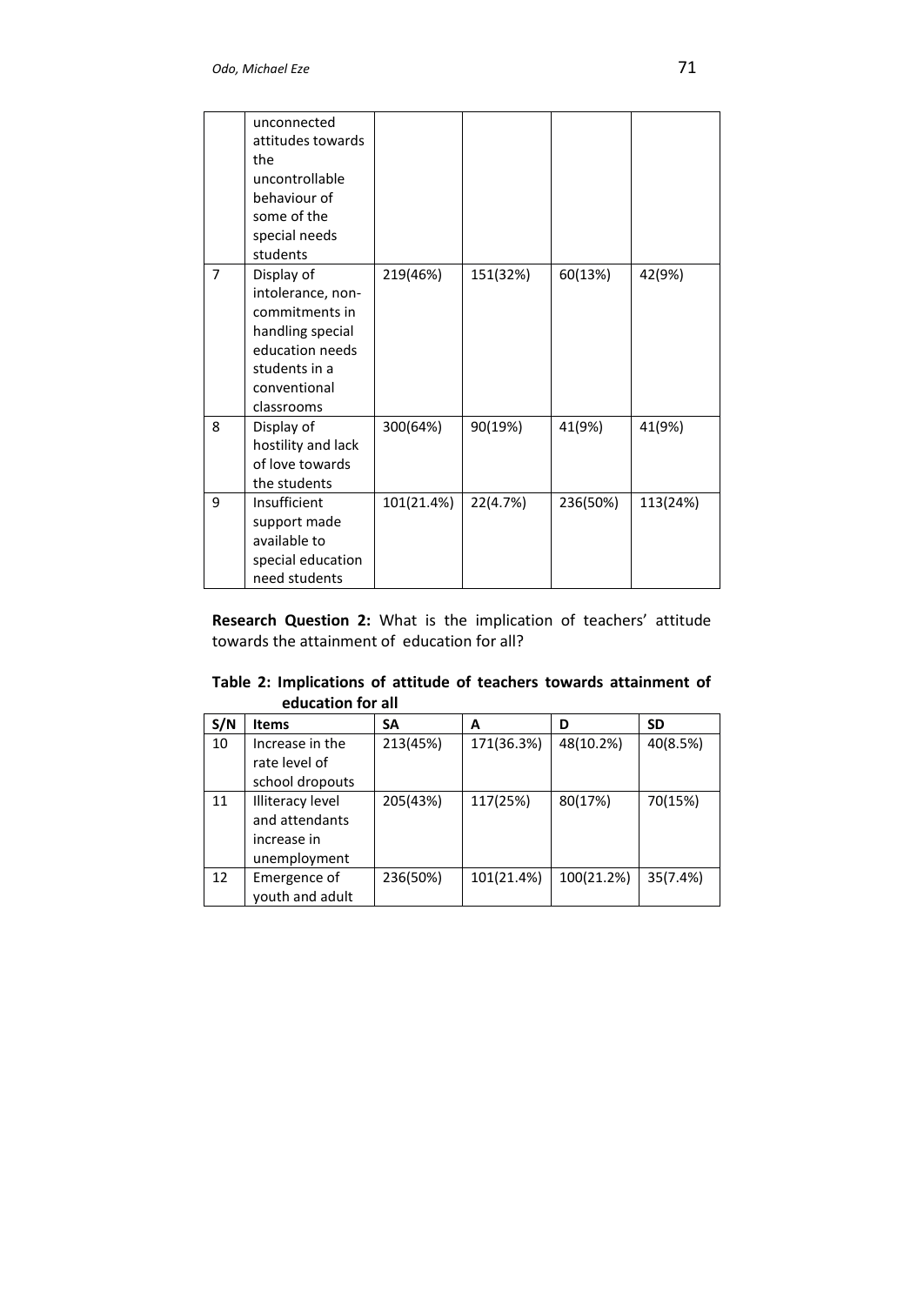|  | unconnected attitudes towards the uncontrollable behaviour of some of the special needs students |  |  |  |  |
|---|---|---|---|---|---|
| 7 | Display of intolerance, non-commitments in handling special education needs students in a conventional classrooms | 219(46%) | 151(32%) | 60(13%) | 42(9%) |
| 8 | Display of hostility and lack of love towards the students | 300(64%) | 90(19%) | 41(9%) | 41(9%) |
| 9 | Insufficient support made available to special education need students | 101(21.4%) | 22(4.7%) | 236(50%) | 113(24%) |

**Research Question 2:** What is the implication of teachers' attitude towards the attainment of education for all?

**Table 2: Implications of attitude of teachers towards attainment of education for all**

| S/N | Items | SA | A | D | SD |
|---|---|---|---|---|---|
| 10 | Increase in the rate level of school dropouts | 213(45%) | 171(36.3%) | 48(10.2%) | 40(8.5%) |
| 11 | Illiteracy level and attendants increase in unemployment | 205(43%) | 117(25%) | 80(17%) | 70(15%) |
| 12 | Emergence of youth and adult | 236(50%) | 101(21.4%) | 100(21.2%) | 35(7.4%) |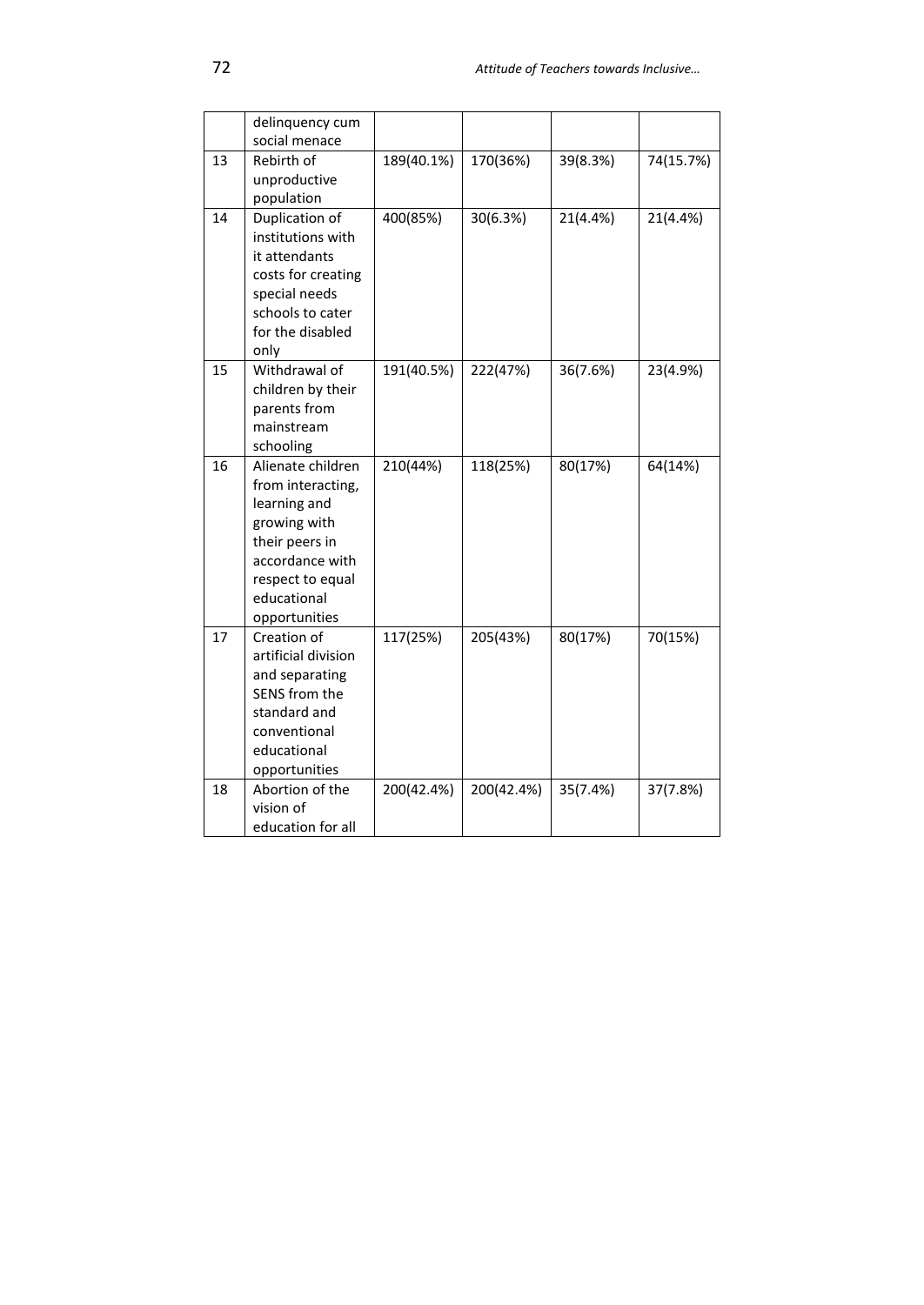|  |  |  |  |  |  |
|---|---|---|---|---|---|
|  | delinquency cum social menace |  |  |  |  |
| 13 | Rebirth of unproductive population | 189(40.1%) | 170(36%) | 39(8.3%) | 74(15.7%) |
| 14 | Duplication of institutions with it attendants costs for creating special needs schools to cater for the disabled only | 400(85%) | 30(6.3%) | 21(4.4%) | 21(4.4%) |
| 15 | Withdrawal of children by their parents from mainstream schooling | 191(40.5%) | 222(47%) | 36(7.6%) | 23(4.9%) |
| 16 | Alienate children from interacting, learning and growing with their peers in accordance with respect to equal educational opportunities | 210(44%) | 118(25%) | 80(17%) | 64(14%) |
| 17 | Creation of artificial division and separating SENS from the standard and conventional educational opportunities | 117(25%) | 205(43%) | 80(17%) | 70(15%) |
| 18 | Abortion of the vision of education for all | 200(42.4%) | 200(42.4%) | 35(7.4%) | 37(7.8%) |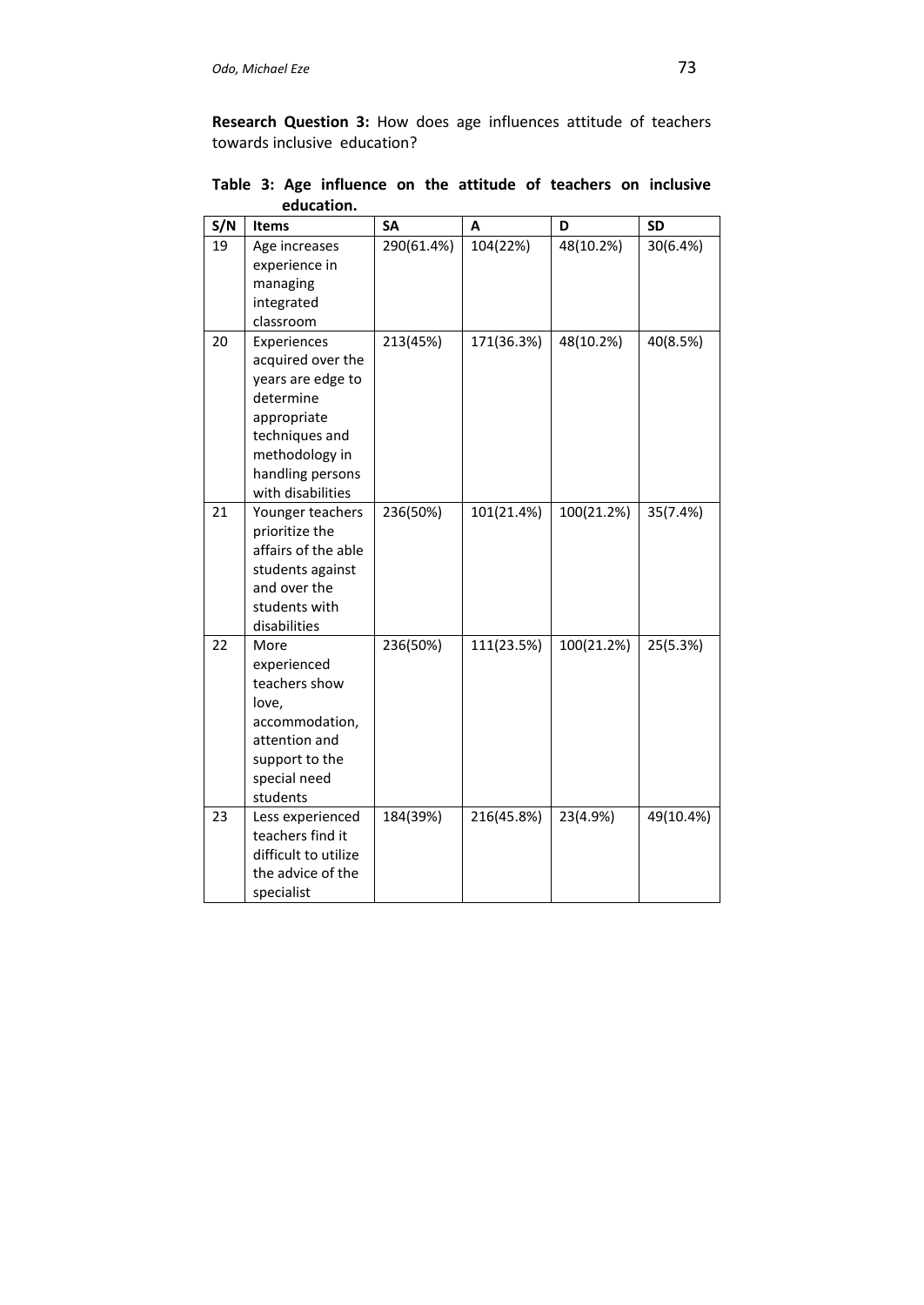**Research Question 3:** How does age influences attitude of teachers towards inclusive education?

**Table 3: Age influence on the attitude of teachers on inclusive education.**

| S/N | Items | SA | A | D | SD |
|---|---|---|---|---|---|
| 19 | Age increases experience in managing integrated classroom | 290(61.4%) | 104(22%) | 48(10.2%) | 30(6.4%) |
| 20 | Experiences acquired over the years are edge to determine appropriate techniques and methodology in handling persons with disabilities | 213(45%) | 171(36.3%) | 48(10.2%) | 40(8.5%) |
| 21 | Younger teachers prioritize the affairs of the able students against and over the students with disabilities | 236(50%) | 101(21.4%) | 100(21.2%) | 35(7.4%) |
| 22 | More experienced teachers show love, accommodation, attention and support to the special need students | 236(50%) | 111(23.5%) | 100(21.2%) | 25(5.3%) |
| 23 | Less experienced teachers find it difficult to utilize the advice of the specialist | 184(39%) | 216(45.8%) | 23(4.9%) | 49(10.4%) |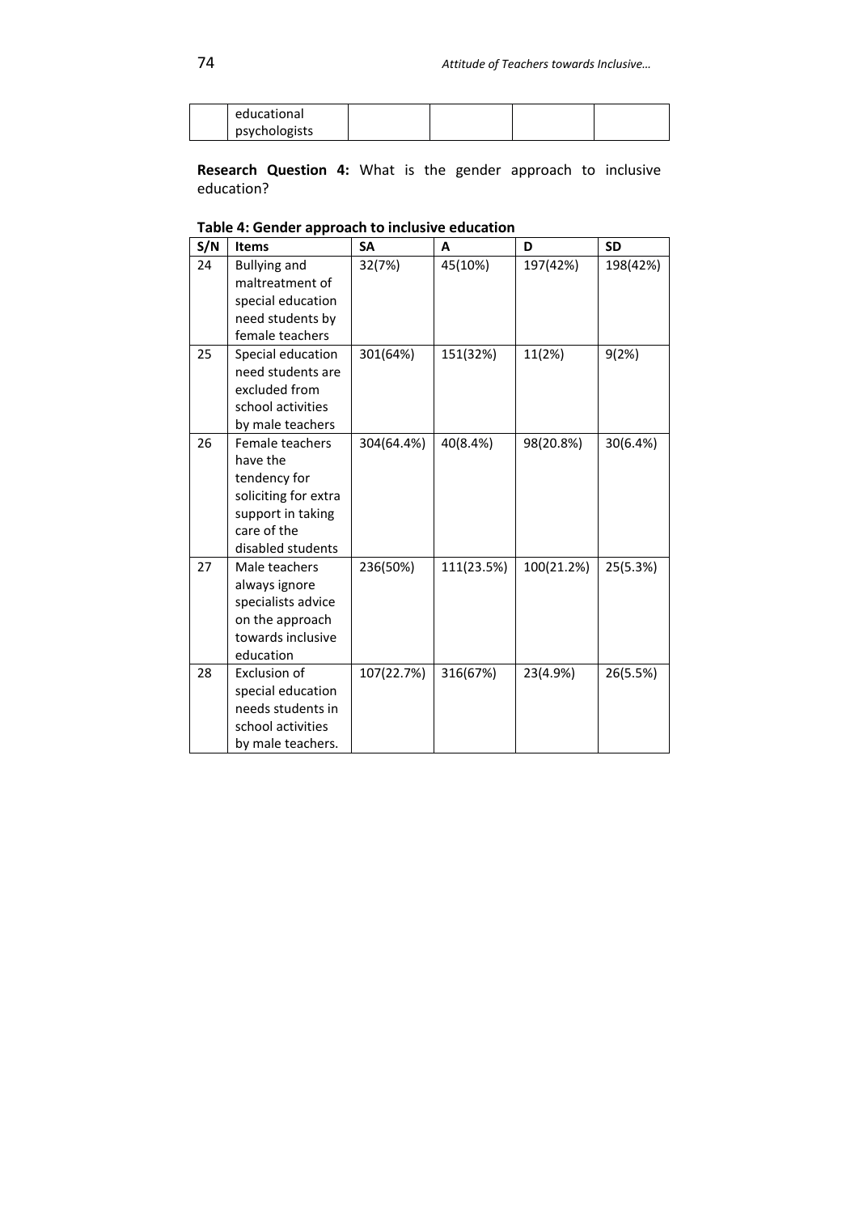| | educational psychologists | | | | |
|---|---|---|---|---|---|

**Research Question 4:** What is the gender approach to inclusive education?

**Table 4: Gender approach to inclusive education**

| S/N | Items | SA | A | D | SD |
|---|---|---|---|---|---|
| 24 | Bullying and maltreatment of special education need students by female teachers | 32(7%) | 45(10%) | 197(42%) | 198(42%) |
| 25 | Special education need students are excluded from school activities by male teachers | 301(64%) | 151(32%) | 11(2%) | 9(2%) |
| 26 | Female teachers have the tendency for soliciting for extra support in taking care of the disabled students | 304(64.4%) | 40(8.4%) | 98(20.8%) | 30(6.4%) |
| 27 | Male teachers always ignore specialists advice on the approach towards inclusive education | 236(50%) | 111(23.5%) | 100(21.2%) | 25(5.3%) |
| 28 | Exclusion of special education needs students in school activities by male teachers. | 107(22.7%) | 316(67%) | 23(4.9%) | 26(5.5%) |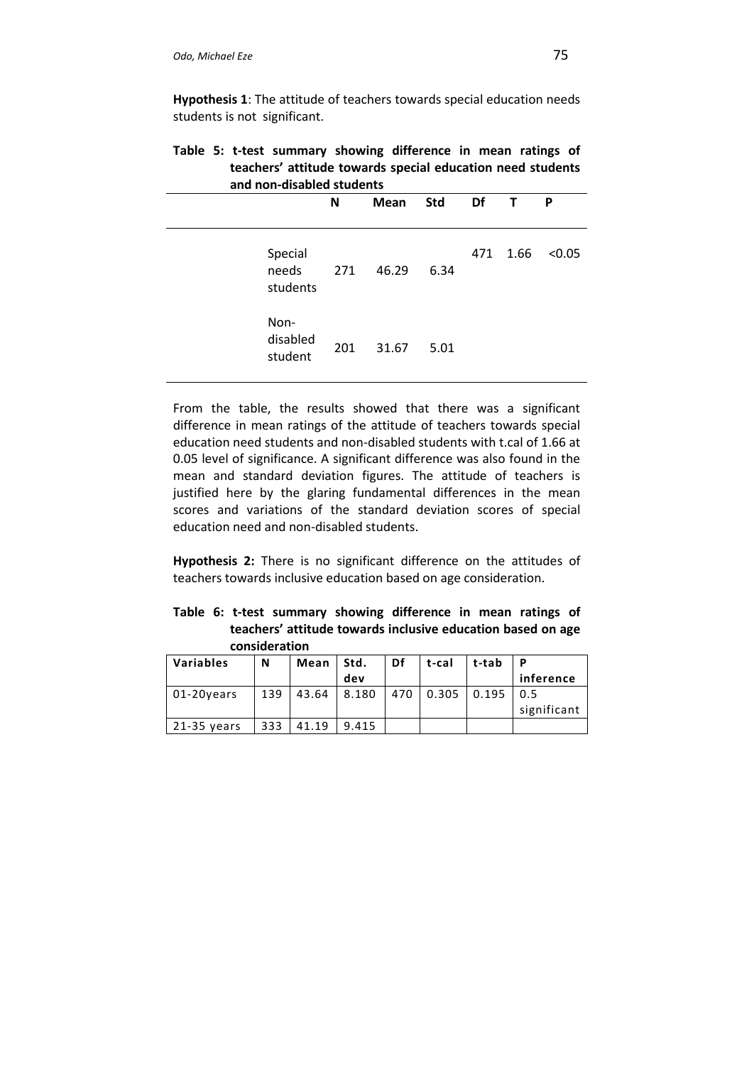**Hypothesis 1**: The attitude of teachers towards special education needs students is not significant.

**Table 5: t-test summary showing difference in mean ratings of teachers' attitude towards special education need students and non-disabled students**

| | N | Mean | Std | Df | T | P |
|---|---|---|---|---|---|---|
| Special needs students | 271 | 46.29 | 6.34 | 471 | 1.66 | <0.05 |
| Non-disabled student | 201 | 31.67 | 5.01 | | | |

From the table, the results showed that there was a significant difference in mean ratings of the attitude of teachers towards special education need students and non-disabled students with t.cal of 1.66 at 0.05 level of significance. A significant difference was also found in the mean and standard deviation figures. The attitude of teachers is justified here by the glaring fundamental differences in the mean scores and variations of the standard deviation scores of special education need and non-disabled students.

**Hypothesis 2:** There is no significant difference on the attitudes of teachers towards inclusive education based on age consideration.

**Table 6: t-test summary showing difference in mean ratings of teachers' attitude towards inclusive education based on age consideration**

| Variables | N | Mean | Std. dev | Df | t-cal | t-tab | P inference |
|---|---|---|---|---|---|---|---|
| 01-20years | 139 | 43.64 | 8.180 | 470 | 0.305 | 0.195 | 0.5 significant |
| 21-35 years | 333 | 41.19 | 9.415 | | | | |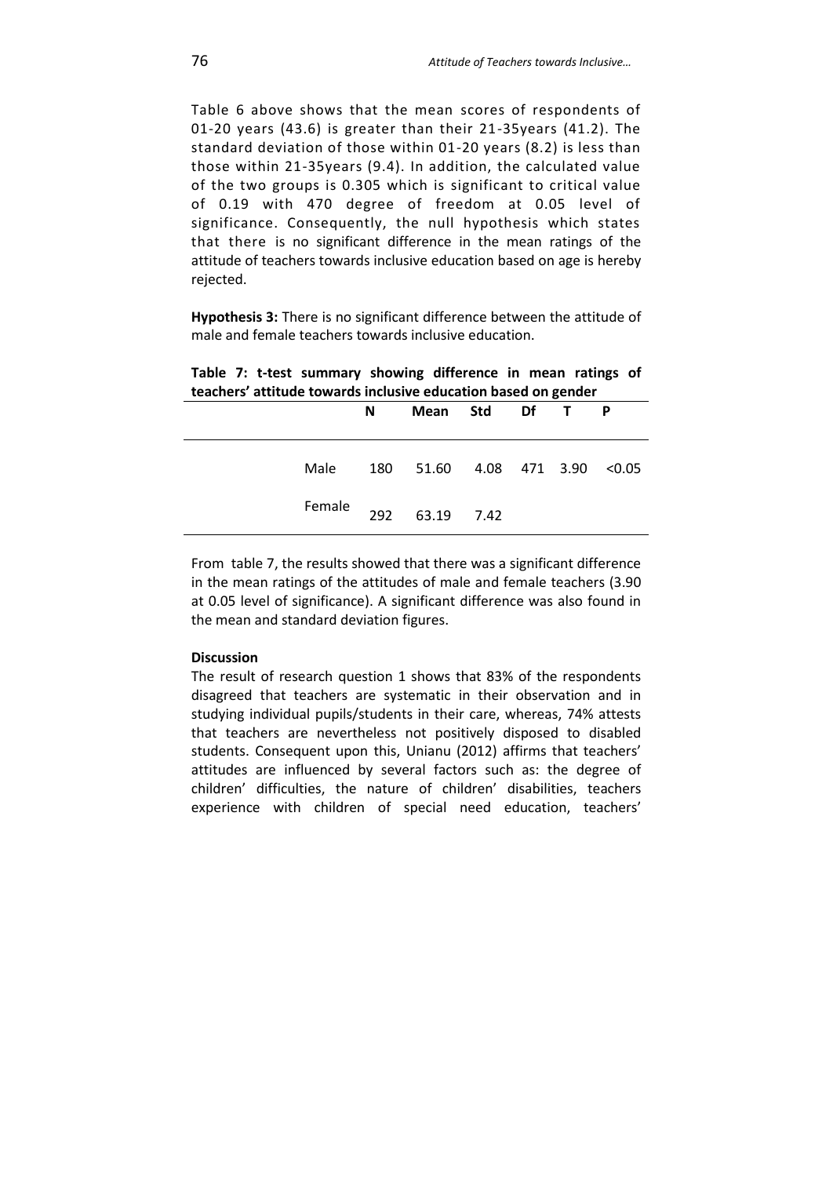Table 6 above shows that the mean scores of respondents of 01-20 years (43.6) is greater than their 21-35years (41.2). The standard deviation of those within 01-20 years (8.2) is less than those within 21-35years (9.4). In addition, the calculated value of the two groups is 0.305 which is significant to critical value of 0.19 with 470 degree of freedom at 0.05 level of significance. Consequently, the null hypothesis which states that there is no significant difference in the mean ratings of the attitude of teachers towards inclusive education based on age is hereby rejected.

**Hypothesis 3:** There is no significant difference between the attitude of male and female teachers towards inclusive education.

**Table 7: t-test summary showing difference in mean ratings of teachers' attitude towards inclusive education based on gender**

| | N | Mean | Std | Df | T | P |
|---|---|---|---|---|---|---|
| Male | 180 | 51.60 | 4.08 | 471 | 3.90 | <0.05 |
| Female | 292 | 63.19 | 7.42 | | | |

From table 7, the results showed that there was a significant difference in the mean ratings of the attitudes of male and female teachers (3.90 at 0.05 level of significance). A significant difference was also found in the mean and standard deviation figures.

**Discussion**

The result of research question 1 shows that 83% of the respondents disagreed that teachers are systematic in their observation and in studying individual pupils/students in their care, whereas, 74% attests that teachers are nevertheless not positively disposed to disabled students. Consequent upon this, Unianu (2012) affirms that teachers' attitudes are influenced by several factors such as: the degree of children' difficulties, the nature of children' disabilities, teachers experience with children of special need education, teachers'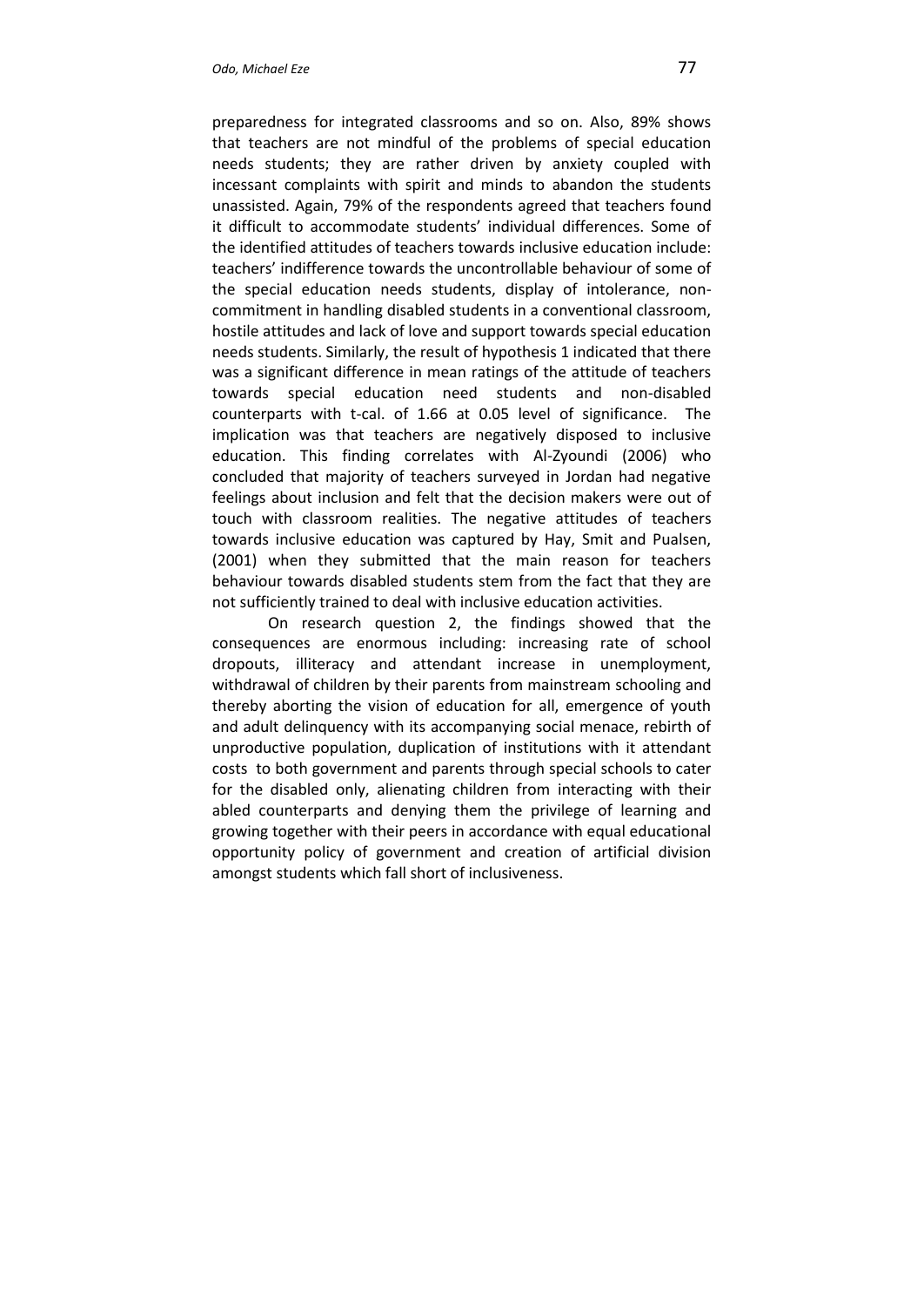preparedness for integrated classrooms and so on. Also, 89% shows that teachers are not mindful of the problems of special education needs students; they are rather driven by anxiety coupled with incessant complaints with spirit and minds to abandon the students unassisted. Again, 79% of the respondents agreed that teachers found it difficult to accommodate students' individual differences. Some of the identified attitudes of teachers towards inclusive education include: teachers' indifference towards the uncontrollable behaviour of some of the special education needs students, display of intolerance, non-commitment in handling disabled students in a conventional classroom, hostile attitudes and lack of love and support towards special education needs students. Similarly, the result of hypothesis 1 indicated that there was a significant difference in mean ratings of the attitude of teachers towards special education need students and non-disabled counterparts with t-cal. of 1.66 at 0.05 level of significance. The implication was that teachers are negatively disposed to inclusive education. This finding correlates with Al-Zyoundi (2006) who concluded that majority of teachers surveyed in Jordan had negative feelings about inclusion and felt that the decision makers were out of touch with classroom realities. The negative attitudes of teachers towards inclusive education was captured by Hay, Smit and Pualsen, (2001) when they submitted that the main reason for teachers behaviour towards disabled students stem from the fact that they are not sufficiently trained to deal with inclusive education activities.

On research question 2, the findings showed that the consequences are enormous including: increasing rate of school dropouts, illiteracy and attendant increase in unemployment, withdrawal of children by their parents from mainstream schooling and thereby aborting the vision of education for all, emergence of youth and adult delinquency with its accompanying social menace, rebirth of unproductive population, duplication of institutions with it attendant costs to both government and parents through special schools to cater for the disabled only, alienating children from interacting with their abled counterparts and denying them the privilege of learning and growing together with their peers in accordance with equal educational opportunity policy of government and creation of artificial division amongst students which fall short of inclusiveness.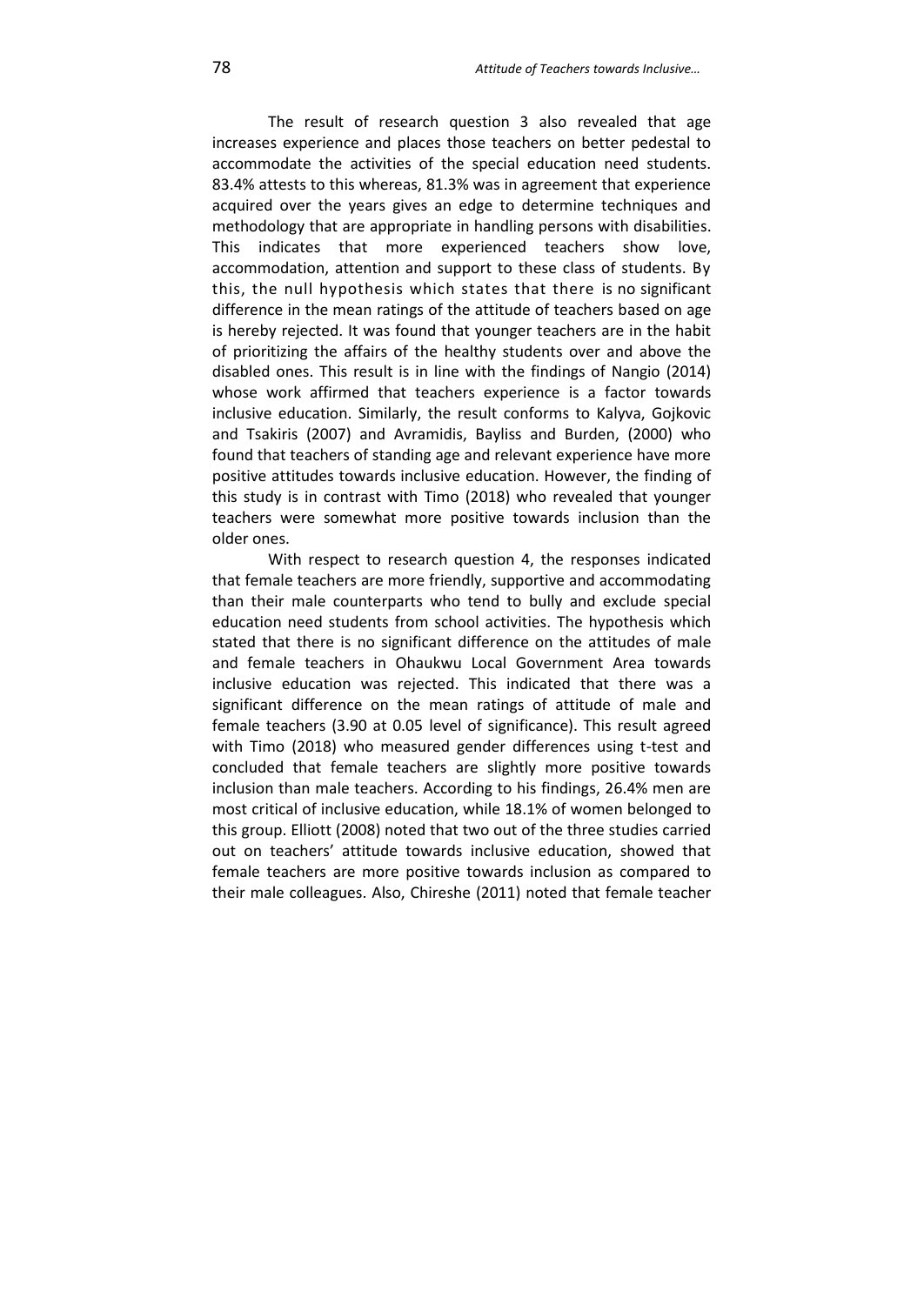The result of research question 3 also revealed that age increases experience and places those teachers on better pedestal to accommodate the activities of the special education need students. 83.4% attests to this whereas, 81.3% was in agreement that experience acquired over the years gives an edge to determine techniques and methodology that are appropriate in handling persons with disabilities. This indicates that more experienced teachers show love, accommodation, attention and support to these class of students. By this, the null hypothesis which states that there is no significant difference in the mean ratings of the attitude of teachers based on age is hereby rejected. It was found that younger teachers are in the habit of prioritizing the affairs of the healthy students over and above the disabled ones. This result is in line with the findings of Nangio (2014) whose work affirmed that teachers experience is a factor towards inclusive education. Similarly, the result conforms to Kalyva, Gojkovic and Tsakiris (2007) and Avramidis, Bayliss and Burden, (2000) who found that teachers of standing age and relevant experience have more positive attitudes towards inclusive education. However, the finding of this study is in contrast with Timo (2018) who revealed that younger teachers were somewhat more positive towards inclusion than the older ones.

With respect to research question 4, the responses indicated that female teachers are more friendly, supportive and accommodating than their male counterparts who tend to bully and exclude special education need students from school activities. The hypothesis which stated that there is no significant difference on the attitudes of male and female teachers in Ohaukwu Local Government Area towards inclusive education was rejected. This indicated that there was a significant difference on the mean ratings of attitude of male and female teachers (3.90 at 0.05 level of significance). This result agreed with Timo (2018) who measured gender differences using t-test and concluded that female teachers are slightly more positive towards inclusion than male teachers. According to his findings, 26.4% men are most critical of inclusive education, while 18.1% of women belonged to this group. Elliott (2008) noted that two out of the three studies carried out on teachers' attitude towards inclusive education, showed that female teachers are more positive towards inclusion as compared to their male colleagues. Also, Chireshe (2011) noted that female teacher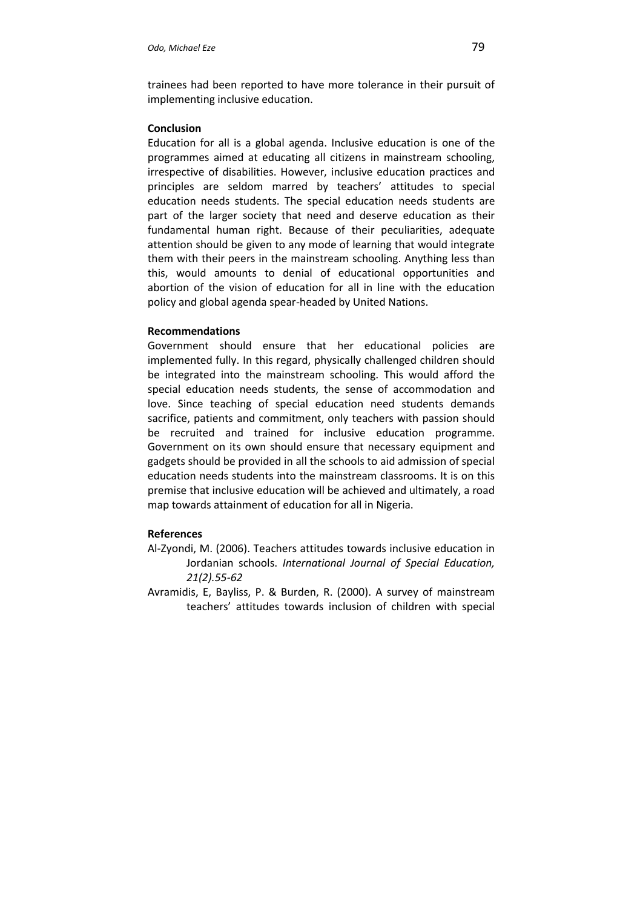trainees had been reported to have more tolerance in their pursuit of implementing inclusive education.

**Conclusion**

Education for all is a global agenda. Inclusive education is one of the programmes aimed at educating all citizens in mainstream schooling, irrespective of disabilities. However, inclusive education practices and principles are seldom marred by teachers' attitudes to special education needs students. The special education needs students are part of the larger society that need and deserve education as their fundamental human right. Because of their peculiarities, adequate attention should be given to any mode of learning that would integrate them with their peers in the mainstream schooling. Anything less than this, would amounts to denial of educational opportunities and abortion of the vision of education for all in line with the education policy and global agenda spear-headed by United Nations.

**Recommendations**

Government should ensure that her educational policies are implemented fully. In this regard, physically challenged children should be integrated into the mainstream schooling. This would afford the special education needs students, the sense of accommodation and love. Since teaching of special education need students demands sacrifice, patients and commitment, only teachers with passion should be recruited and trained for inclusive education programme. Government on its own should ensure that necessary equipment and gadgets should be provided in all the schools to aid admission of special education needs students into the mainstream classrooms. It is on this premise that inclusive education will be achieved and ultimately, a road map towards attainment of education for all in Nigeria.

**References**

Al-Zyondi, M. (2006). Teachers attitudes towards inclusive education in Jordanian schools. *International Journal of Special Education, 21(2).55-62*

Avramidis, E, Bayliss, P. & Burden, R. (2000). A survey of mainstream teachers' attitudes towards inclusion of children with special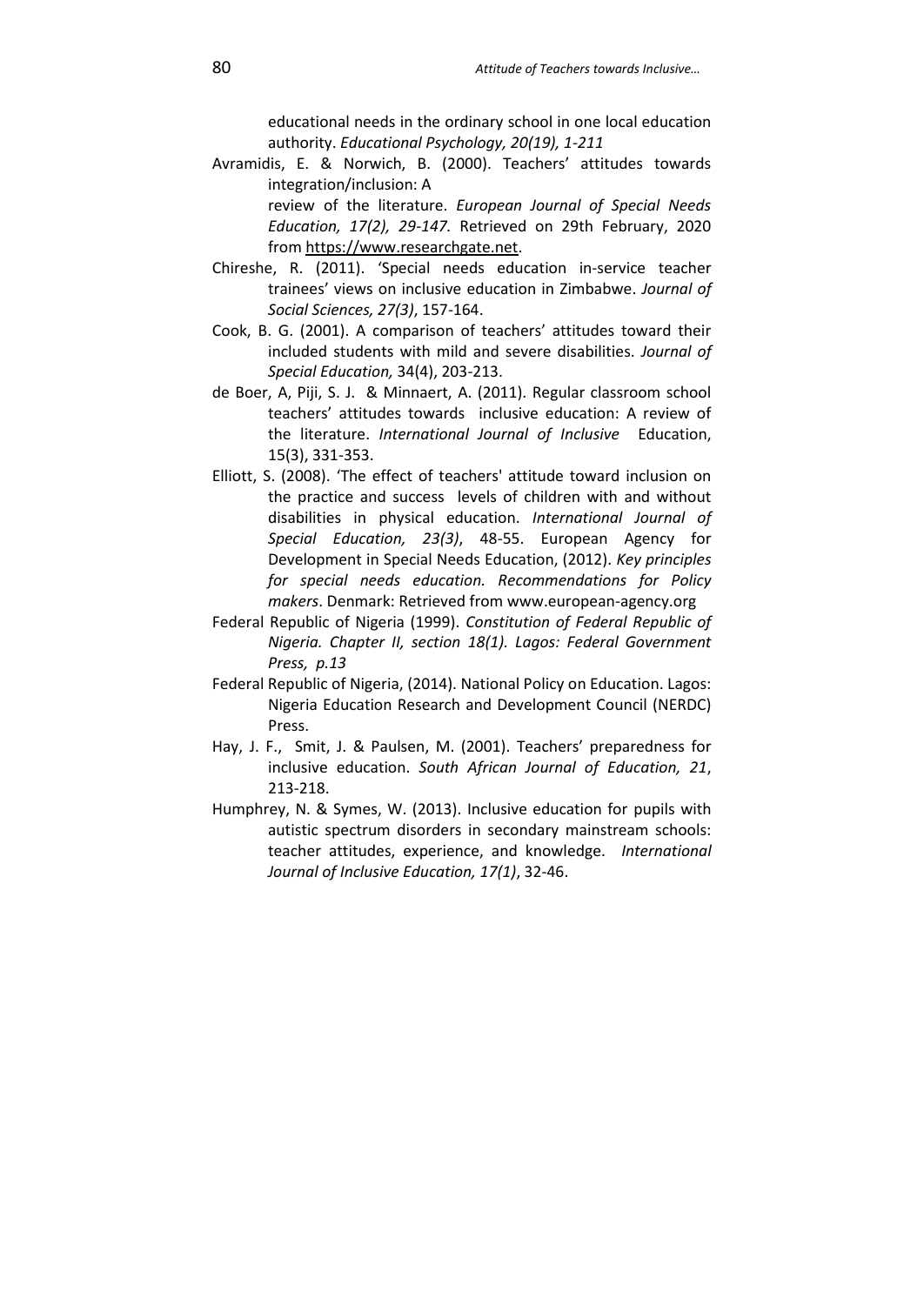educational needs in the ordinary school in one local education authority. *Educational Psychology, 20(19), 1-211*

Avramidis, E. & Norwich, B. (2000). Teachers' attitudes towards integration/inclusion: A review of the literature. *European Journal of Special Needs Education, 17(2), 29-147.* Retrieved on 29th February, 2020 from https://www.researchgate.net.

Chireshe, R. (2011). 'Special needs education in-service teacher trainees' views on inclusive education in Zimbabwe. *Journal of Social Sciences, 27(3)*, 157-164.

Cook, B. G. (2001). A comparison of teachers' attitudes toward their included students with mild and severe disabilities. *Journal of Special Education,* 34(4), 203-213.

de Boer, A, Piji, S. J. & Minnaert, A. (2011). Regular classroom school teachers' attitudes towards inclusive education: A review of the literature. *International Journal of Inclusive* Education, 15(3), 331-353.

Elliott, S. (2008). 'The effect of teachers' attitude toward inclusion on the practice and success levels of children with and without disabilities in physical education. *International Journal of Special Education, 23(3)*, 48-55. European Agency for Development in Special Needs Education, (2012). *Key principles for special needs education. Recommendations for Policy makers*. Denmark: Retrieved from www.european-agency.org

Federal Republic of Nigeria (1999). *Constitution of Federal Republic of Nigeria. Chapter II, section 18(1). Lagos: Federal Government Press, p.13*

Federal Republic of Nigeria, (2014). National Policy on Education. Lagos: Nigeria Education Research and Development Council (NERDC) Press.

Hay, J. F., Smit, J. & Paulsen, M. (2001). Teachers' preparedness for inclusive education. *South African Journal of Education, 21*, 213-218.

Humphrey, N. & Symes, W. (2013). Inclusive education for pupils with autistic spectrum disorders in secondary mainstream schools: teacher attitudes, experience, and knowledge. *International Journal of Inclusive Education, 17(1)*, 32-46.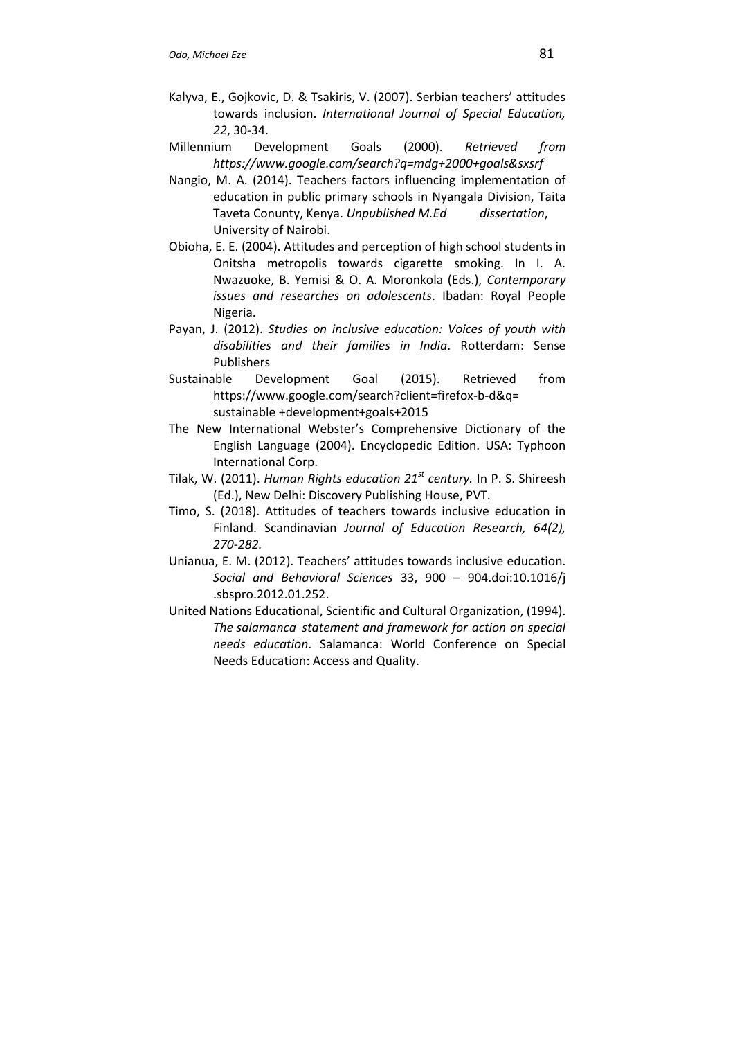Kalyva, E., Gojkovic, D. & Tsakiris, V. (2007). Serbian teachers' attitudes towards inclusion. *International Journal of Special Education, 22*, 30-34.

Millennium Development Goals (2000). *Retrieved from https://www.google.com/search?q=mdg+2000+goals&sxsrf*

Nangio, M. A. (2014). Teachers factors influencing implementation of education in public primary schools in Nyangala Division, Taita Taveta Conunty, Kenya. *Unpublished M.Ed dissertation*, University of Nairobi.

Obioha, E. E. (2004). Attitudes and perception of high school students in Onitsha metropolis towards cigarette smoking. In I. A. Nwazuoke, B. Yemisi & O. A. Moronkola (Eds.), *Contemporary issues and researches on adolescents*. Ibadan: Royal People Nigeria.

Payan, J. (2012). *Studies on inclusive education: Voices of youth with disabilities and their families in India*. Rotterdam: Sense Publishers

Sustainable Development Goal (2015). Retrieved from https://www.google.com/search?client=firefox-b-d&q= sustainable +development+goals+2015

The New International Webster's Comprehensive Dictionary of the English Language (2004). Encyclopedic Edition. USA: Typhoon International Corp.

Tilak, W. (2011). *Human Rights education 21st century.* In P. S. Shireesh (Ed.), New Delhi: Discovery Publishing House, PVT.

Timo, S. (2018). Attitudes of teachers towards inclusive education in Finland. Scandinavian *Journal of Education Research, 64(2), 270-282.*

Unianua, E. M. (2012). Teachers' attitudes towards inclusive education. *Social and Behavioral Sciences* 33, 900 – 904.doi:10.1016/j .sbspro.2012.01.252.

United Nations Educational, Scientific and Cultural Organization, (1994). *The salamanca statement and framework for action on special needs education*. Salamanca: World Conference on Special Needs Education: Access and Quality.